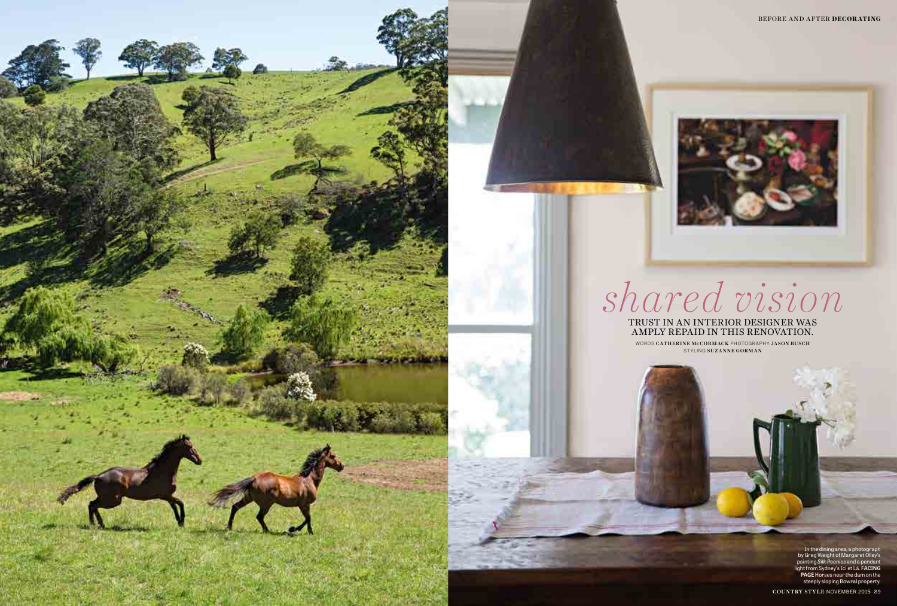# shared vision

## TRUST IN AN INTERIOR DESIGNER WAS AMPLY REPAID IN THIS RENOVATION.

WORDS **CATHERINE McCORMACK** PHOTOGRAPHY **JASON BUSCH** STYLING **SUZANNE GORMAN**

In the dining area, a photograph by Greg Weight of Margaret Olley's painting *Silk Peonies* and a pendant light from Sydney's Ici et Là. **FACING PAGE** Horses near the dam on the steeply sloping Bowral property.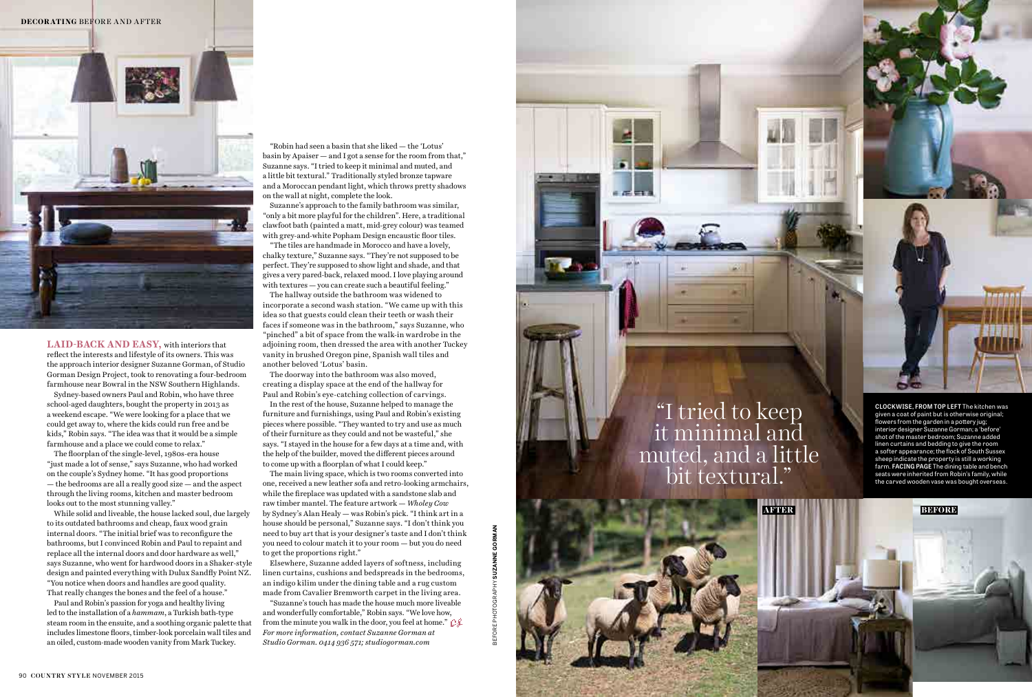**LAID-BACK AND EASY,** with interiors that reflect the interests and lifestyle of its owners. This was the approach interior designer Suzanne Gorman, of Studio Gorman Design Project, took to renovating a four-bedroom farmhouse near Bowral in the NSW Southern Highlands.

Sydney-based owners Paul and Robin, who have three school-aged daughters, bought the property in 2013 as a weekend escape. "We were looking for a place that we could get away to, where the kids could run free and be kids," Robin says. "The idea was that it would be a simple farmhouse and a place we could come to relax."

The floorplan of the single-level, 1980s-era house "just made a lot of sense," says Suzanne, who had worked on the couple's Sydney home. "It has good proportions — the bedrooms are all a really good size — and the aspect through the living rooms, kitchen and master bedroom looks out to the most stunning valley."

While solid and liveable, the house lacked soul, due largely to its outdated bathrooms and cheap, faux wood grain internal doors. "The initial brief was to reconfigure the bathrooms, but I convinced Robin and Paul to repaint and replace all the internal doors and door hardware as well," says Suzanne, who went for hardwood doors in a Shaker-style design and painted everything with Dulux Sandfly Point NZ. "You notice when doors and handles are good quality. That really changes the bones and the feel of a house."

Paul and Robin's passion for yoga and healthy living led to the installation of a *hammam*, a Turkish bath-type steam room in the ensuite, and a soothing organic palette that includes limestone floors, timber-look porcelain wall tiles and an oiled, custom-made wooden vanity from Mark Tuckey.

"Robin had seen a basin that she liked — the 'Lotus' basin by Apaiser — and I got a sense for the room from that," Suzanne says. "I tried to keep it minimal and muted, and a little bit textural." Traditionally styled bronze tapware and a Moroccan pendant light, which throws pretty shadows on the wall at night, complete the look.

Suzanne's approach to the family bathroom was similar, "only a bit more playful for the children". Here, a traditional clawfoot bath (painted a matt, mid-grey colour) was teamed with grey-and-white Popham Design encaustic floor tiles.

"The tiles are handmade in Morocco and have a lovely, chalky texture," Suzanne says. "They're not supposed to be perfect. They're supposed to show light and shade, and that gives a very pared-back, relaxed mood. I love playing around with textures — you can create such a beautiful feeling."

The hallway outside the bathroom was widened to incorporate a second wash station. "We came up with this idea so that guests could clean their teeth or wash their faces if someone was in the bathroom," says Suzanne, who "pinched" a bit of space from the walk-in wardrobe in the adjoining room, then dressed the area with another Tuckey vanity in brushed Oregon pine, Spanish wall tiles and another beloved 'Lotus' basin.

The doorway into the bathroom was also moved, creating a display space at the end of the hallway for Paul and Robin's eye-catching collection of carvings.

In the rest of the house, Suzanne helped to manage the furniture and furnishings, using Paul and Robin's existing pieces where possible. "They wanted to try and use as much of their furniture as they could and not be wasteful," she says. "I stayed in the house for a few days at a time and, with the help of the builder, moved the different pieces around to come up with a floorplan of what I could keep."

The main living space, which is two rooms converted into one, received a new leather sofa and retro-looking armchairs, while the fireplace was updated with a sandstone slab and raw timber mantel. The feature artwork — *Wholey Cow* by Sydney's Alan Healy — was Robin's pick. "I think art in a house should be personal," Suzanne says. "I don't think you need to buy art that is your designer's taste and I don't think you need to colour match it to your room — but you do need to get the proportions right."

Elsewhere, Suzanne added layers of softness, including linen curtains, cushions and bedspreads in the bedrooms, an indigo kilim under the dining table and a rug custom made from Cavalier Bremworth carpet in the living area.

"Suzanne's touch has made the house much more liveable and wonderfully comfortable," Robin says. "We love how, from the minute you walk in the door, you feel at home."

*For more information, contact Suzanne Gorman at Studio Gorman. 0414 936 571; studiogorman.com*

"I tried to keep it minimal and muted, and a little bit textural."

**CLOCKWISE, FROM TOP LEFT** The kitchen was given a coat of paint but is otherwise original; flowers from the garden in a pottery jug; interior designer Suzanne Gorman; a 'before' shot of the master bedroom; Suzanne added linen curtains and bedding to give the room a softer appearance; the flock of South Sussex sheep indicate the property is still a working farm. **FACING PAGE** The dining table and bench seats were inherited from Robin's family, while the carved wooden vase was bought overseas.

AFTER

BEFORE

BEFORE PHOTOGRAPHY **SUZANNE GORMAN**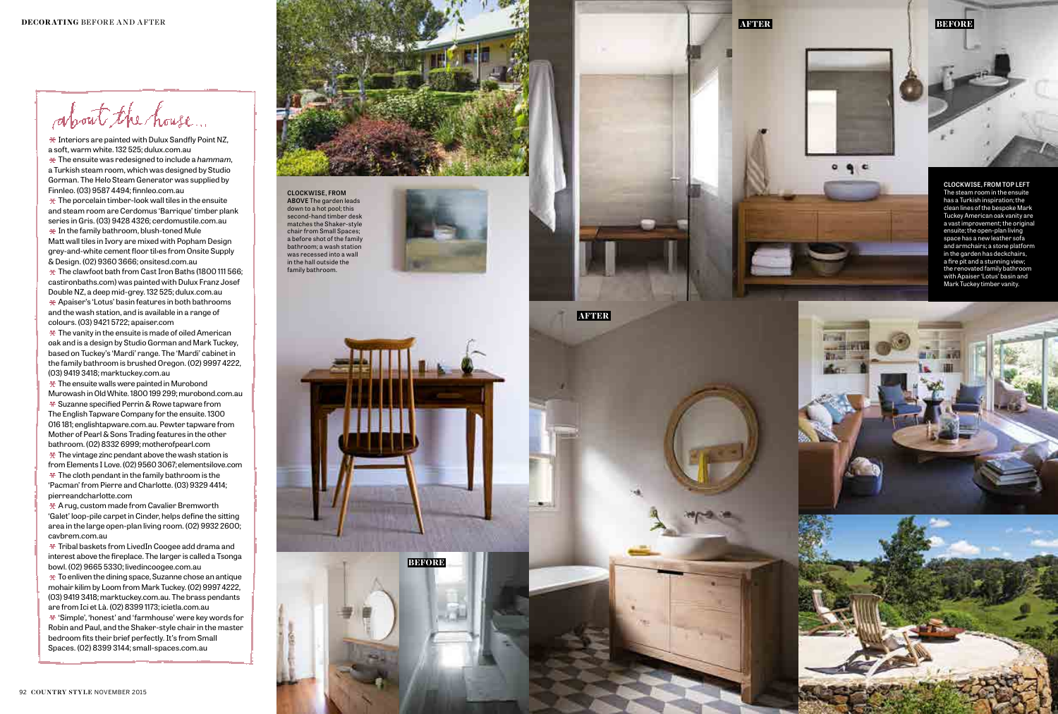## about the house...

- Interiors are painted with Dulux Sandfly Point NZ, a soft, warm white. 132 525; dulux.com.au
- The ensuite was redesigned to include a *hammam*, a Turkish steam room, which was designed by Studio Gorman. The Helo Steam Generator was supplied by Finnleo. (03) 9587 4494; finnleo.com.au
- The porcelain timber-look wall tiles in the ensuite and steam room are Cerdomus 'Barrique' timber plank series in Gris. (03) 9428 4326; cerdomustile.com.au
- In the family bathroom, blush-toned Mule Matt wall tiles in Ivory are mixed with Popham Design grey-and-white cement floor tiles from Onsite Supply & Design. (02) 9360 3666; onsitesd.com.au
- The clawfoot bath from Cast Iron Baths (1800 111 566; castironbaths.com) was painted with Dulux Franz Josef Double NZ, a deep mid-grey. 132 525; dulux.com.au
- Apaiser's 'Lotus' basin features in both bathrooms and the wash station, and is available in a range of colours. (03) 9421 5722; apaiser.com
- The vanity in the ensuite is made of oiled American oak and is a design by Studio Gorman and Mark Tuckey, based on Tuckey's 'Mardi' range. The 'Mardi' cabinet in the family bathroom is brushed Oregon. (02) 9997 4222, (03) 9419 3418; marktuckey.com.au
- The ensuite walls were painted in Murobond Murowash in Old White. 1800 199 299; murobond.com.au
- Suzanne specified Perrin & Rowe tapware from The English Tapware Company for the ensuite. 1300 016 181; englishtapware.com.au. Pewter tapware from Mother of Pearl & Sons Trading features in the other bathroom. (02) 8332 6999; motherofpearl.com
- The vintage zinc pendant above the wash station is from Elements I Love. (02) 9560 3067; elementsilove.com
- The cloth pendant in the family bathroom is the 'Pacman' from Pierre and Charlotte. (03) 9329 4414; pierreandcharlotte.com
- A rug, custom made from Cavalier Bremworth 'Galet' loop-pile carpet in Cinder, helps define the sitting area in the large open-plan living room. (02) 9932 2600; cavbrem.com.au
- Tribal baskets from LivedIn Coogee add drama and interest above the fireplace. The larger is called a Tsonga bowl. (02) 9665 5330; livedincoogee.com.au
- To enliven the dining space, Suzanne chose an antique mohair kilim by Loom from Mark Tuckey. (02) 9997 4222, (03) 9419 3418; marktuckey.com.au. The brass pendants are from Ici et Là. (02) 8399 1173; icietla.com.au
- 'Simple', 'honest' and 'farmhouse' were key words for Robin and Paul, and the Shaker-style chair in the master bedroom fits their brief perfectly. It's from Small Spaces. (02) 8399 3144; small-spaces.com.au

**CLOCKWISE, FROM ABOVE** The garden leads down to a hot pool; this second-hand timber desk matches the Shaker-style chair from Small Spaces; a before shot of the family bathroom; a wash station was recessed into a wall in the hall outside the family bathroom.

AFTER

BEFORE

AFTER

BEFORE

**CLOCKWISE, FROM TOP LEFT** The steam room in the ensuite has a Turkish inspiration; the clean lines of the bespoke Mark Tuckey American oak vanity are a vast improvement; the original ensuite; the open-plan living space has a new leather sofa and armchairs; a stone platform in the garden has deckchairs, a fire pit and a stunning view; the renovated family bathroom with Apaiser 'Lotus' basin and Mark Tuckey timber vanity.